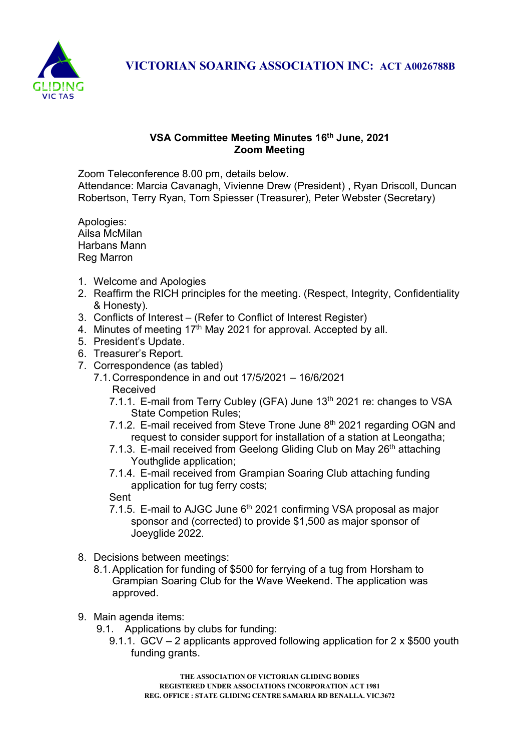# VICTORIAN SOARING ASSOCIATION INC: ACT A0026788B

## VSA Committee Meeting Minutes 16th June, 2021
## Zoom Meeting

Zoom Teleconference 8.00 pm, details below.
Attendance: Marcia Cavanagh, Vivienne Drew (President) , Ryan Driscoll, Duncan Robertson, Terry Ryan, Tom Spiesser (Treasurer), Peter Webster (Secretary)

Apologies:
Ailsa McMilan
Harbans Mann
Reg Marron

1. Welcome and Apologies
2. Reaffirm the RICH principles for the meeting. (Respect, Integrity, Confidentiality & Honesty).
3. Conflicts of Interest – (Refer to Conflict of Interest Register)
4. Minutes of meeting 17th May 2021 for approval. Accepted by all.
5. President's Update.
6. Treasurer's Report.
7. Correspondence (as tabled)
   7.1. Correspondence in and out 17/5/2021 – 16/6/2021
   Received
      7.1.1. E-mail from Terry Cubley (GFA) June 13th 2021 re: changes to VSA State Competion Rules;
      7.1.2. E-mail received from Steve Trone June 8th 2021 regarding OGN and request to consider support for installation of a station at Leongatha;
      7.1.3. E-mail received from Geelong Gliding Club on May 26th attaching Youthglide application;
      7.1.4. E-mail received from Grampian Soaring Club attaching funding application for tug ferry costs;

   Sent
      7.1.5. E-mail to AJGC June 6th 2021 confirming VSA proposal as major sponsor and (corrected) to provide $1,500 as major sponsor of Joeyglide 2022.

8. Decisions between meetings:
   8.1. Application for funding of $500 for ferrying of a tug from Horsham to Grampian Soaring Club for the Wave Weekend. The application was approved.

9. Main agenda items:
   9.1. Applications by clubs for funding:
      9.1.1. GCV – 2 applicants approved following application for 2 x $500 youth funding grants.

THE ASSOCIATION OF VICTORIAN GLIDING BODIES
REGISTERED UNDER ASSOCIATIONS INCORPORATION ACT 1981
REG. OFFICE : STATE GLIDING CENTRE SAMARIA RD BENALLA. VIC.3672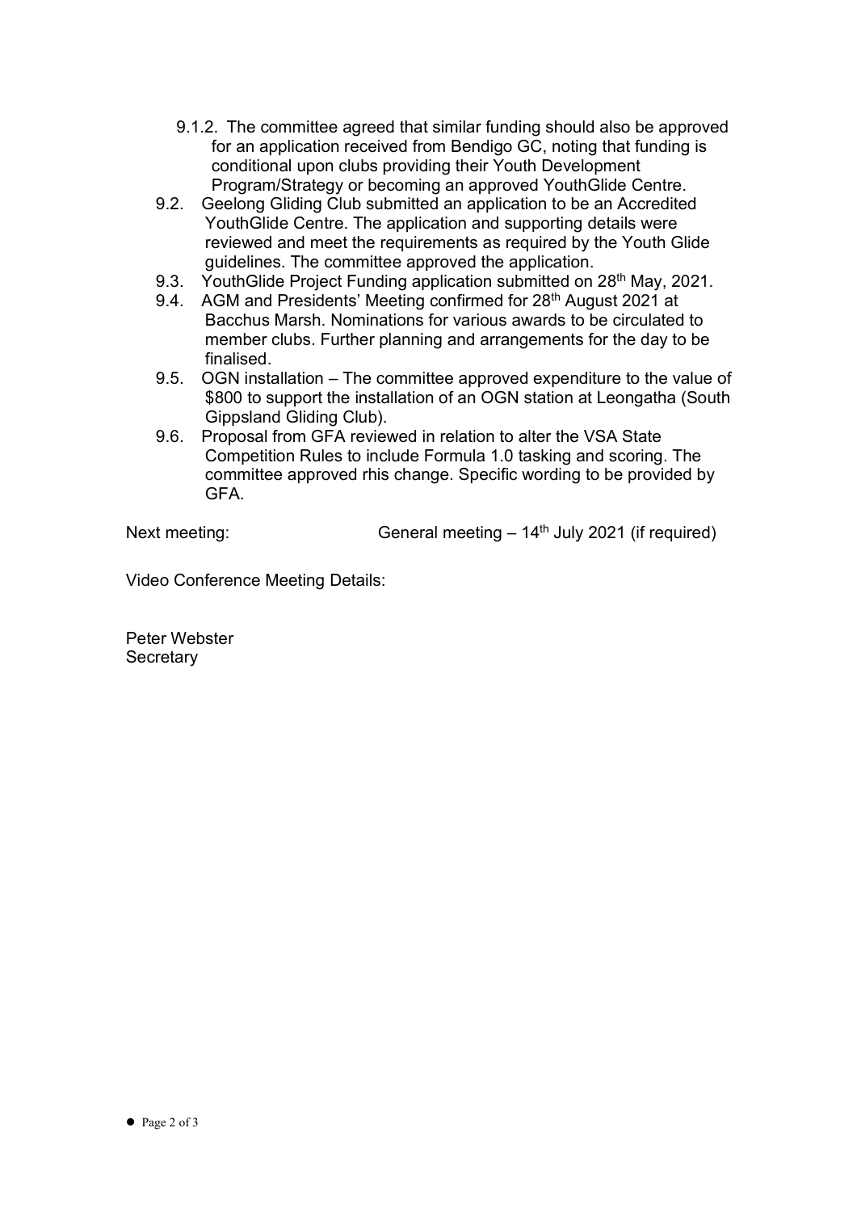9.1.2. The committee agreed that similar funding should also be approved for an application received from Bendigo GC, noting that funding is conditional upon clubs providing their Youth Development Program/Strategy or becoming an approved YouthGlide Centre.

9.2. Geelong Gliding Club submitted an application to be an Accredited YouthGlide Centre. The application and supporting details were reviewed and meet the requirements as required by the Youth Glide guidelines. The committee approved the application.

9.3. YouthGlide Project Funding application submitted on 28th May, 2021.

9.4. AGM and Presidents' Meeting confirmed for 28th August 2021 at Bacchus Marsh. Nominations for various awards to be circulated to member clubs. Further planning and arrangements for the day to be finalised.

9.5. OGN installation – The committee approved expenditure to the value of \$800 to support the installation of an OGN station at Leongatha (South Gippsland Gliding Club).

9.6. Proposal from GFA reviewed in relation to alter the VSA State Competition Rules to include Formula 1.0 tasking and scoring. The committee approved rhis change. Specific wording to be provided by GFA.

Next meeting: General meeting – 14th July 2021 (if required)

Video Conference Meeting Details:

Peter Webster
Secretary